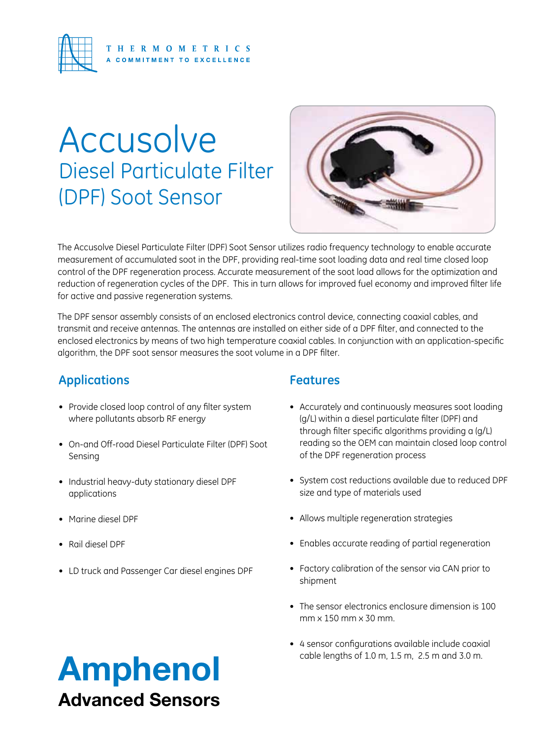THERMOMETRICS
A COMMITMENT TO EXCELLENCE

# Accusolve

## Diesel Particulate Filter (DPF) Soot Sensor

The Accusolve Diesel Particulate Filter (DPF) Soot Sensor utilizes radio frequency technology to enable accurate measurement of accumulated soot in the DPF, providing real-time soot loading data and real time closed loop control of the DPF regeneration process. Accurate measurement of the soot load allows for the optimization and reduction of regeneration cycles of the DPF. This in turn allows for improved fuel economy and improved filter life for active and passive regeneration systems.

The DPF sensor assembly consists of an enclosed electronics control device, connecting coaxial cables, and transmit and receive antennas. The antennas are installed on either side of a DPF filter, and connected to the enclosed electronics by means of two high temperature coaxial cables. In conjunction with an application-specific algorithm, the DPF soot sensor measures the soot volume in a DPF filter.

## Applications

- Provide closed loop control of any filter system where pollutants absorb RF energy
- On-and Off-road Diesel Particulate Filter (DPF) Soot Sensing
- Industrial heavy-duty stationary diesel DPF applications
- Marine diesel DPF
- Rail diesel DPF
- LD truck and Passenger Car diesel engines DPF

## Features

- Accurately and continuously measures soot loading (g/L) within a diesel particulate filter (DPF) and through filter specific algorithms providing a (g/L) reading so the OEM can maintain closed loop control of the DPF regeneration process
- System cost reductions available due to reduced DPF size and type of materials used
- Allows multiple regeneration strategies
- Enables accurate reading of partial regeneration
- Factory calibration of the sensor via CAN prior to shipment
- The sensor electronics enclosure dimension is 100 mm x 150 mm x 30 mm.
- 4 sensor configurations available include coaxial cable lengths of 1.0 m, 1.5 m, 2.5 m and 3.0 m.

**Amphenol**
**Advanced Sensors**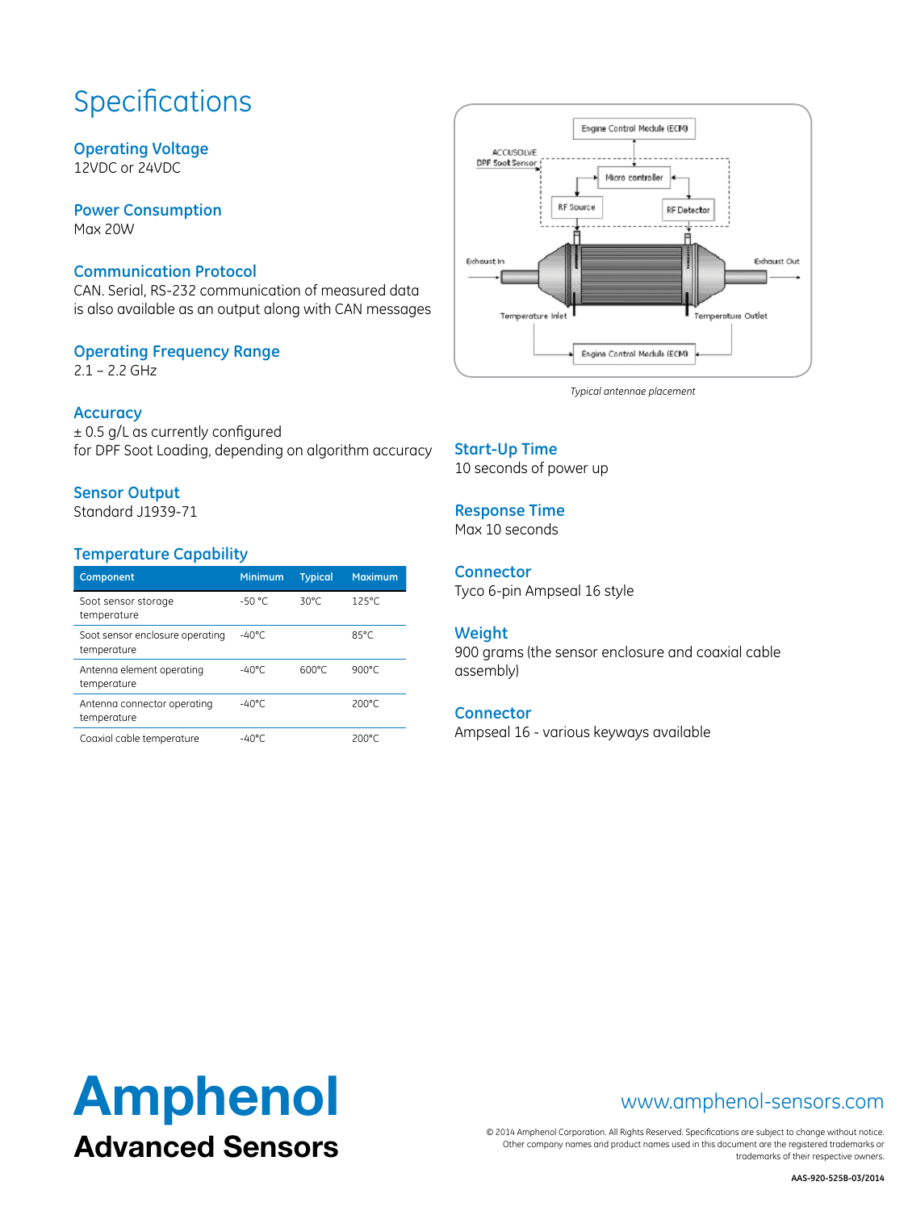# Specifications

### Operating Voltage
12VDC or 24VDC

### Power Consumption
Max 20W

### Communication Protocol
CAN. Serial, RS-232 communication of measured data is also available as an output along with CAN messages

### Operating Frequency Range
2.1 – 2.2 GHz

### Accuracy
± 0.5 g/L as currently configured
for DPF Soot Loading, depending on algorithm accuracy

### Sensor Output
Standard J1939-71

### Temperature Capability

| Component | Minimum | Typical | Maximum |
|---|---|---|---|
| Soot sensor storage temperature | -50 °C | 30°C | 125°C |
| Soot sensor enclosure operating temperature | -40°C | | 85°C |
| Antenna element operating temperature | -40°C | 600°C | 900°C |
| Antenna connector operating temperature | -40°C | | 200°C |
| Coaxial cable temperature | -40°C | | 200°C |

Engine Control Module (ECM)
ACCUSOLVE DPF Soot Sensor
Micro controller
RF Source
RF Detector
Exhaust In
Exhaust Out
Temperature Inlet
Temperature Outlet
Engine Control Module (ECM)

*Typical antennae placement*

### Start-Up Time
10 seconds of power up

### Response Time
Max 10 seconds

### Connector
Tyco 6-pin Ampseal 16 style

### Weight
900 grams (the sensor enclosure and coaxial cable assembly)

### Connector
Ampseal 16 - various keyways available

**Amphenol**
**Advanced Sensors**

www.amphenol-sensors.com

© 2014 Amphenol Corporation. All Rights Reserved. Specifications are subject to change without notice. Other company names and product names used in this document are the registered trademarks or trademarks of their respective owners.

AAS-920-525B-03/2014